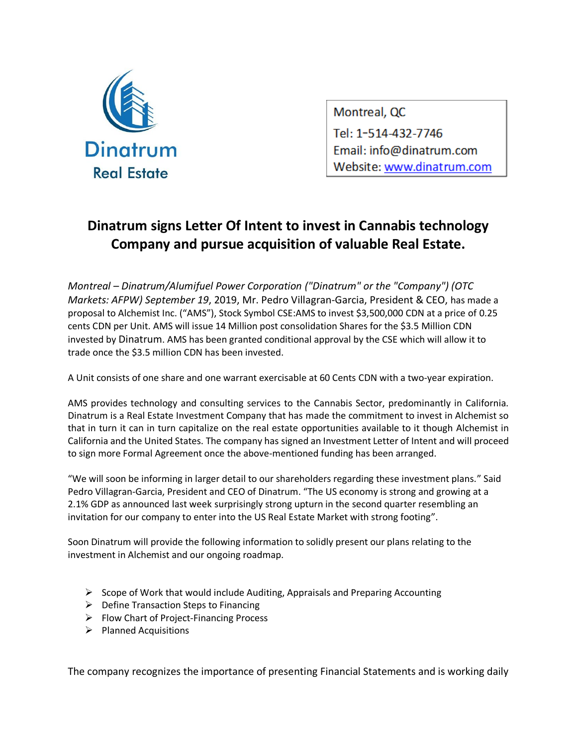Dinatrum

Real Estate

Montreal, QC
Tel: 1-514-432-7746
Email: info@dinatrum.com
Website: www.dinatrum.com

# Dinatrum signs Letter Of Intent to invest in Cannabis technology Company and pursue acquisition of valuable Real Estate.

*Montreal – Dinatrum/Alumifuel Power Corporation ("Dinatrum" or the "Company") (OTC Markets: AFPW) September 19*, 2019, Mr. Pedro Villagran-Garcia, President & CEO, has made a proposal to Alchemist Inc. ("AMS"), Stock Symbol CSE:AMS to invest $3,500,000 CDN at a price of 0.25 cents CDN per Unit. AMS will issue 14 Million post consolidation Shares for the $3.5 Million CDN invested by Dinatrum. AMS has been granted conditional approval by the CSE which will allow it to trade once the $3.5 million CDN has been invested.

A Unit consists of one share and one warrant exercisable at 60 Cents CDN with a two-year expiration.

AMS provides technology and consulting services to the Cannabis Sector, predominantly in California. Dinatrum is a Real Estate Investment Company that has made the commitment to invest in Alchemist so that in turn it can in turn capitalize on the real estate opportunities available to it though Alchemist in California and the United States. The company has signed an Investment Letter of Intent and will proceed to sign more Formal Agreement once the above-mentioned funding has been arranged.

"We will soon be informing in larger detail to our shareholders regarding these investment plans." Said Pedro Villagran-Garcia, President and CEO of Dinatrum. "The US economy is strong and growing at a 2.1% GDP as announced last week surprisingly strong upturn in the second quarter resembling an invitation for our company to enter into the US Real Estate Market with strong footing".

Soon Dinatrum will provide the following information to solidly present our plans relating to the investment in Alchemist and our ongoing roadmap.

- Scope of Work that would include Auditing, Appraisals and Preparing Accounting
- Define Transaction Steps to Financing
- Flow Chart of Project-Financing Process
- Planned Acquisitions

The company recognizes the importance of presenting Financial Statements and is working daily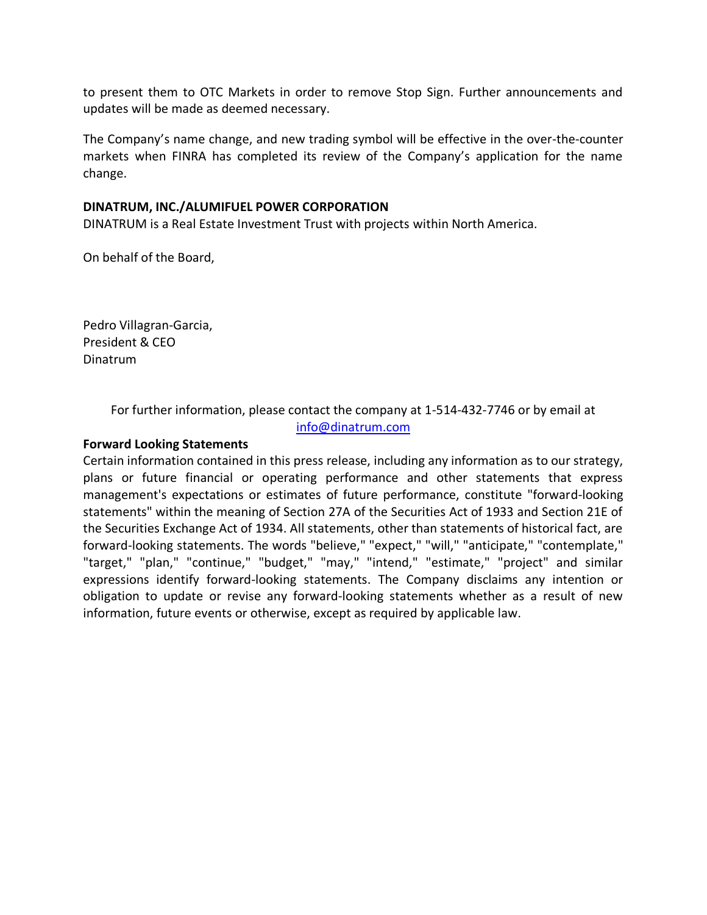to present them to OTC Markets in order to remove Stop Sign. Further announcements and updates will be made as deemed necessary.

The Company's name change, and new trading symbol will be effective in the over-the-counter markets when FINRA has completed its review of the Company's application for the name change.

**DINATRUM, INC./ALUMIFUEL POWER CORPORATION**
DINATRUM is a Real Estate Investment Trust with projects within North America.

On behalf of the Board,

Pedro Villagran-Garcia,
President & CEO
Dinatrum

For further information, please contact the company at 1-514-432-7746 or by email at info@dinatrum.com

**Forward Looking Statements**
Certain information contained in this press release, including any information as to our strategy, plans or future financial or operating performance and other statements that express management's expectations or estimates of future performance, constitute "forward-looking statements" within the meaning of Section 27A of the Securities Act of 1933 and Section 21E of the Securities Exchange Act of 1934. All statements, other than statements of historical fact, are forward-looking statements. The words "believe," "expect," "will," "anticipate," "contemplate," "target," "plan," "continue," "budget," "may," "intend," "estimate," "project" and similar expressions identify forward-looking statements. The Company disclaims any intention or obligation to update or revise any forward-looking statements whether as a result of new information, future events or otherwise, except as required by applicable law.